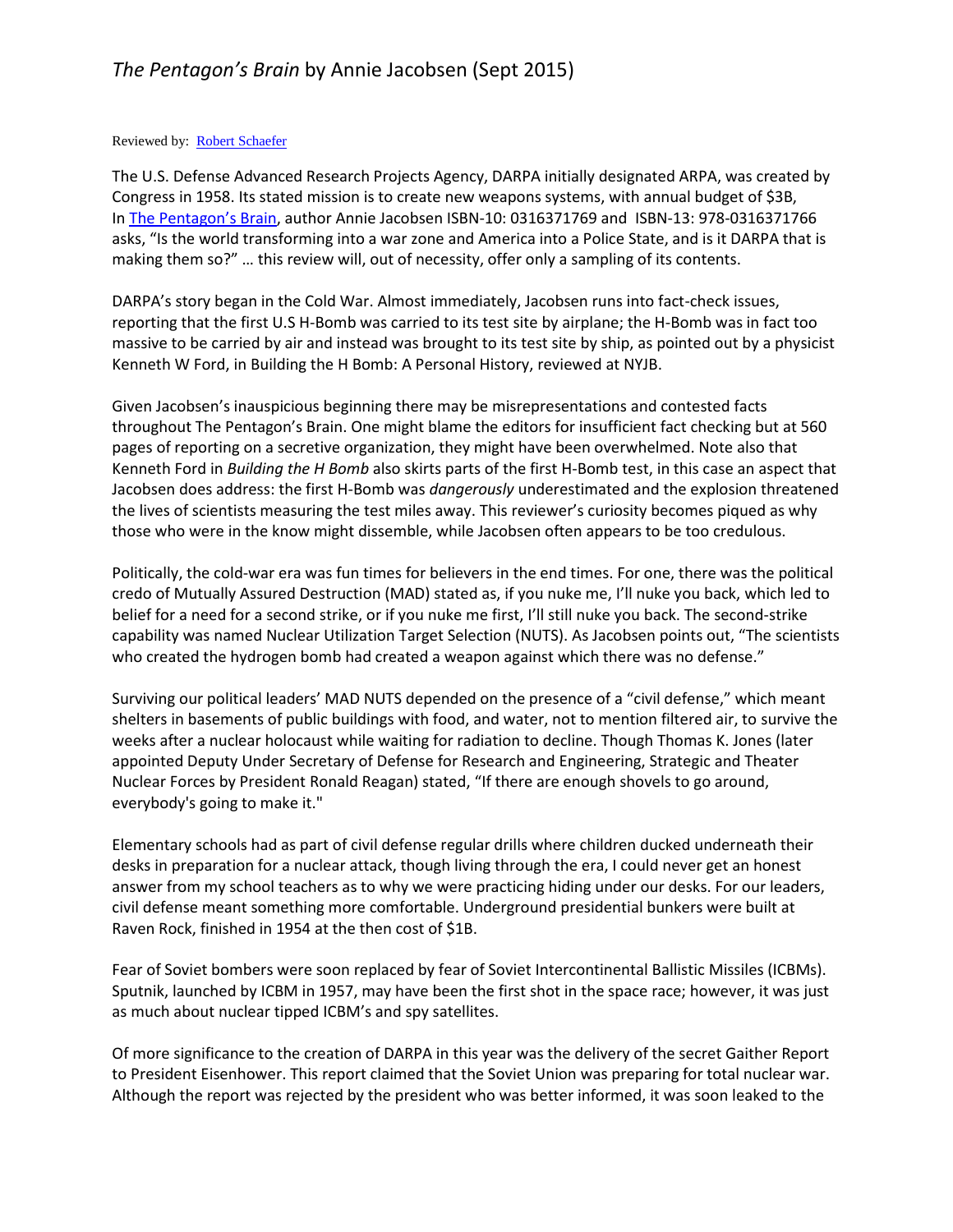# *The Pentagon's Brain* by Annie Jacobsen (Sept 2015)

Reviewed by: Robert Schaefer

The U.S. Defense Advanced Research Projects Agency, DARPA initially designated ARPA, was created by Congress in 1958. Its stated mission is to create new weapons systems, with annual budget of $3B, In The Pentagon's Brain, author Annie Jacobsen ISBN-10: 0316371769 and ISBN-13: 978-0316371766 asks, "Is the world transforming into a war zone and America into a Police State, and is it DARPA that is making them so?" … this review will, out of necessity, offer only a sampling of its contents.

DARPA's story began in the Cold War. Almost immediately, Jacobsen runs into fact-check issues, reporting that the first U.S H-Bomb was carried to its test site by airplane; the H-Bomb was in fact too massive to be carried by air and instead was brought to its test site by ship, as pointed out by a physicist Kenneth W Ford, in Building the H Bomb: A Personal History, reviewed at NYJB.

Given Jacobsen's inauspicious beginning there may be misrepresentations and contested facts throughout The Pentagon's Brain. One might blame the editors for insufficient fact checking but at 560 pages of reporting on a secretive organization, they might have been overwhelmed. Note also that Kenneth Ford in *Building the H Bomb* also skirts parts of the first H-Bomb test, in this case an aspect that Jacobsen does address: the first H-Bomb was *dangerously* underestimated and the explosion threatened the lives of scientists measuring the test miles away. This reviewer's curiosity becomes piqued as why those who were in the know might dissemble, while Jacobsen often appears to be too credulous.

Politically, the cold-war era was fun times for believers in the end times. For one, there was the political credo of Mutually Assured Destruction (MAD) stated as, if you nuke me, I'll nuke you back, which led to belief for a need for a second strike, or if you nuke me first, I'll still nuke you back. The second-strike capability was named Nuclear Utilization Target Selection (NUTS). As Jacobsen points out, "The scientists who created the hydrogen bomb had created a weapon against which there was no defense."

Surviving our political leaders' MAD NUTS depended on the presence of a "civil defense," which meant shelters in basements of public buildings with food, and water, not to mention filtered air, to survive the weeks after a nuclear holocaust while waiting for radiation to decline. Though Thomas K. Jones (later appointed Deputy Under Secretary of Defense for Research and Engineering, Strategic and Theater Nuclear Forces by President Ronald Reagan) stated, "If there are enough shovels to go around, everybody's going to make it."

Elementary schools had as part of civil defense regular drills where children ducked underneath their desks in preparation for a nuclear attack, though living through the era, I could never get an honest answer from my school teachers as to why we were practicing hiding under our desks. For our leaders, civil defense meant something more comfortable. Underground presidential bunkers were built at Raven Rock, finished in 1954 at the then cost of $1B.

Fear of Soviet bombers were soon replaced by fear of Soviet Intercontinental Ballistic Missiles (ICBMs). Sputnik, launched by ICBM in 1957, may have been the first shot in the space race; however, it was just as much about nuclear tipped ICBM's and spy satellites.

Of more significance to the creation of DARPA in this year was the delivery of the secret Gaither Report to President Eisenhower. This report claimed that the Soviet Union was preparing for total nuclear war. Although the report was rejected by the president who was better informed, it was soon leaked to the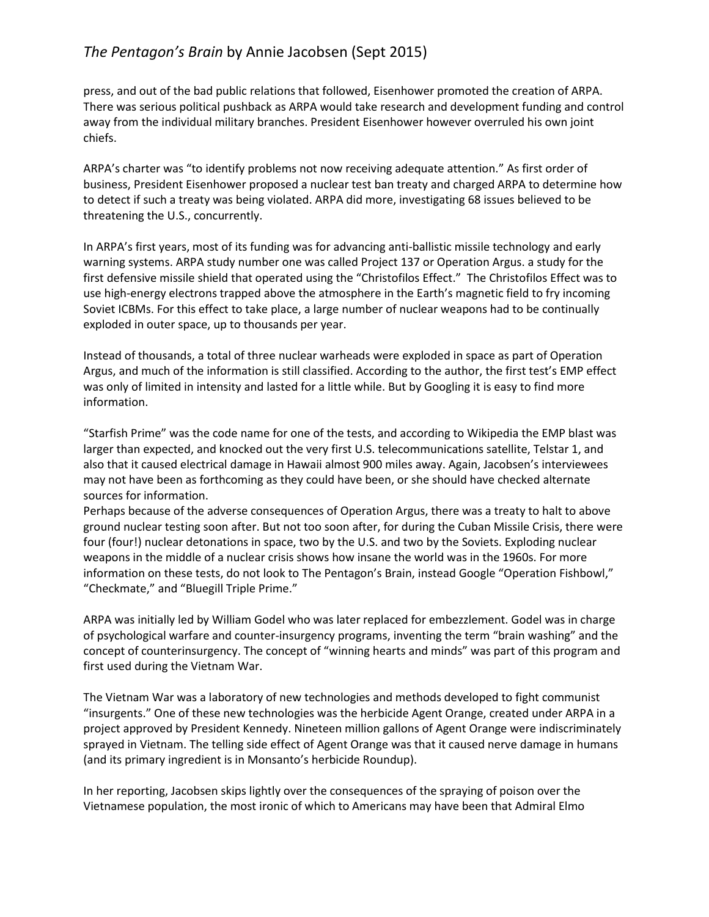press, and out of the bad public relations that followed, Eisenhower promoted the creation of ARPA. There was serious political pushback as ARPA would take research and development funding and control away from the individual military branches. President Eisenhower however overruled his own joint chiefs.

ARPA's charter was "to identify problems not now receiving adequate attention." As first order of business, President Eisenhower proposed a nuclear test ban treaty and charged ARPA to determine how to detect if such a treaty was being violated. ARPA did more, investigating 68 issues believed to be threatening the U.S., concurrently.

In ARPA's first years, most of its funding was for advancing anti-ballistic missile technology and early warning systems. ARPA study number one was called Project 137 or Operation Argus. a study for the first defensive missile shield that operated using the "Christofilos Effect." The Christofilos Effect was to use high-energy electrons trapped above the atmosphere in the Earth's magnetic field to fry incoming Soviet ICBMs. For this effect to take place, a large number of nuclear weapons had to be continually exploded in outer space, up to thousands per year.

Instead of thousands, a total of three nuclear warheads were exploded in space as part of Operation Argus, and much of the information is still classified. According to the author, the first test's EMP effect was only of limited in intensity and lasted for a little while. But by Googling it is easy to find more information.

"Starfish Prime" was the code name for one of the tests, and according to Wikipedia the EMP blast was larger than expected, and knocked out the very first U.S. telecommunications satellite, Telstar 1, and also that it caused electrical damage in Hawaii almost 900 miles away. Again, Jacobsen's interviewees may not have been as forthcoming as they could have been, or she should have checked alternate sources for information.

Perhaps because of the adverse consequences of Operation Argus, there was a treaty to halt to above ground nuclear testing soon after. But not too soon after, for during the Cuban Missile Crisis, there were four (four!) nuclear detonations in space, two by the U.S. and two by the Soviets. Exploding nuclear weapons in the middle of a nuclear crisis shows how insane the world was in the 1960s. For more information on these tests, do not look to The Pentagon's Brain, instead Google "Operation Fishbowl," "Checkmate," and "Bluegill Triple Prime."

ARPA was initially led by William Godel who was later replaced for embezzlement. Godel was in charge of psychological warfare and counter-insurgency programs, inventing the term "brain washing" and the concept of counterinsurgency. The concept of "winning hearts and minds" was part of this program and first used during the Vietnam War.

The Vietnam War was a laboratory of new technologies and methods developed to fight communist "insurgents." One of these new technologies was the herbicide Agent Orange, created under ARPA in a project approved by President Kennedy. Nineteen million gallons of Agent Orange were indiscriminately sprayed in Vietnam. The telling side effect of Agent Orange was that it caused nerve damage in humans (and its primary ingredient is in Monsanto's herbicide Roundup).

In her reporting, Jacobsen skips lightly over the consequences of the spraying of poison over the Vietnamese population, the most ironic of which to Americans may have been that Admiral Elmo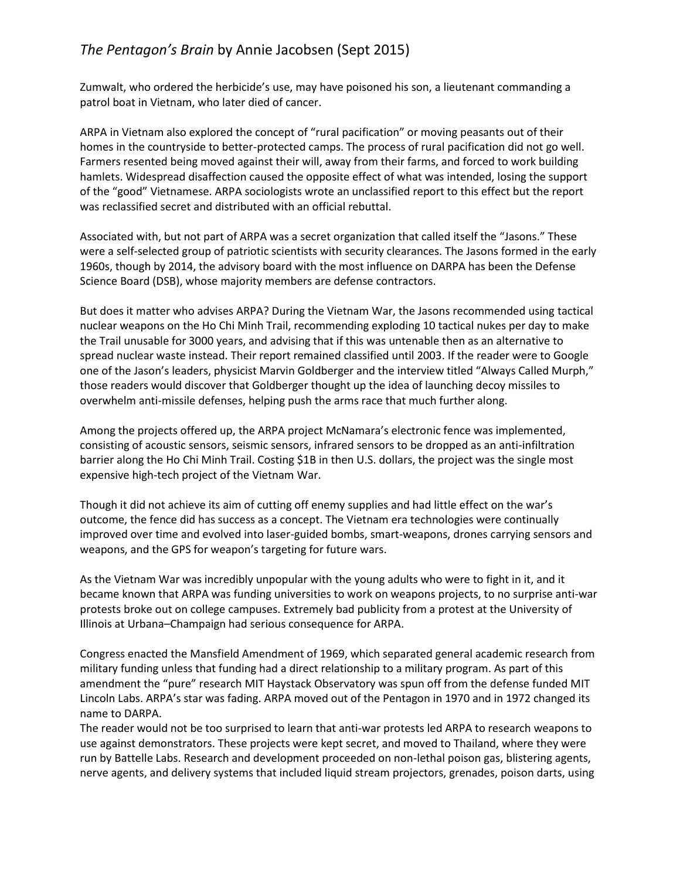Zumwalt, who ordered the herbicide's use, may have poisoned his son, a lieutenant commanding a patrol boat in Vietnam, who later died of cancer.

ARPA in Vietnam also explored the concept of "rural pacification" or moving peasants out of their homes in the countryside to better-protected camps. The process of rural pacification did not go well. Farmers resented being moved against their will, away from their farms, and forced to work building hamlets. Widespread disaffection caused the opposite effect of what was intended, losing the support of the "good" Vietnamese. ARPA sociologists wrote an unclassified report to this effect but the report was reclassified secret and distributed with an official rebuttal.

Associated with, but not part of ARPA was a secret organization that called itself the "Jasons." These were a self-selected group of patriotic scientists with security clearances. The Jasons formed in the early 1960s, though by 2014, the advisory board with the most influence on DARPA has been the Defense Science Board (DSB), whose majority members are defense contractors.

But does it matter who advises ARPA? During the Vietnam War, the Jasons recommended using tactical nuclear weapons on the Ho Chi Minh Trail, recommending exploding 10 tactical nukes per day to make the Trail unusable for 3000 years, and advising that if this was untenable then as an alternative to spread nuclear waste instead. Their report remained classified until 2003. If the reader were to Google one of the Jason's leaders, physicist Marvin Goldberger and the interview titled "Always Called Murph," those readers would discover that Goldberger thought up the idea of launching decoy missiles to overwhelm anti-missile defenses, helping push the arms race that much further along.

Among the projects offered up, the ARPA project McNamara's electronic fence was implemented, consisting of acoustic sensors, seismic sensors, infrared sensors to be dropped as an anti-infiltration barrier along the Ho Chi Minh Trail. Costing $1B in then U.S. dollars, the project was the single most expensive high-tech project of the Vietnam War.

Though it did not achieve its aim of cutting off enemy supplies and had little effect on the war's outcome, the fence did has success as a concept. The Vietnam era technologies were continually improved over time and evolved into laser-guided bombs, smart-weapons, drones carrying sensors and weapons, and the GPS for weapon's targeting for future wars.

As the Vietnam War was incredibly unpopular with the young adults who were to fight in it, and it became known that ARPA was funding universities to work on weapons projects, to no surprise anti-war protests broke out on college campuses. Extremely bad publicity from a protest at the University of Illinois at Urbana–Champaign had serious consequence for ARPA.

Congress enacted the Mansfield Amendment of 1969, which separated general academic research from military funding unless that funding had a direct relationship to a military program. As part of this amendment the "pure" research MIT Haystack Observatory was spun off from the defense funded MIT Lincoln Labs. ARPA's star was fading. ARPA moved out of the Pentagon in 1970 and in 1972 changed its name to DARPA.

The reader would not be too surprised to learn that anti-war protests led ARPA to research weapons to use against demonstrators. These projects were kept secret, and moved to Thailand, where they were run by Battelle Labs. Research and development proceeded on non-lethal poison gas, blistering agents, nerve agents, and delivery systems that included liquid stream projectors, grenades, poison darts, using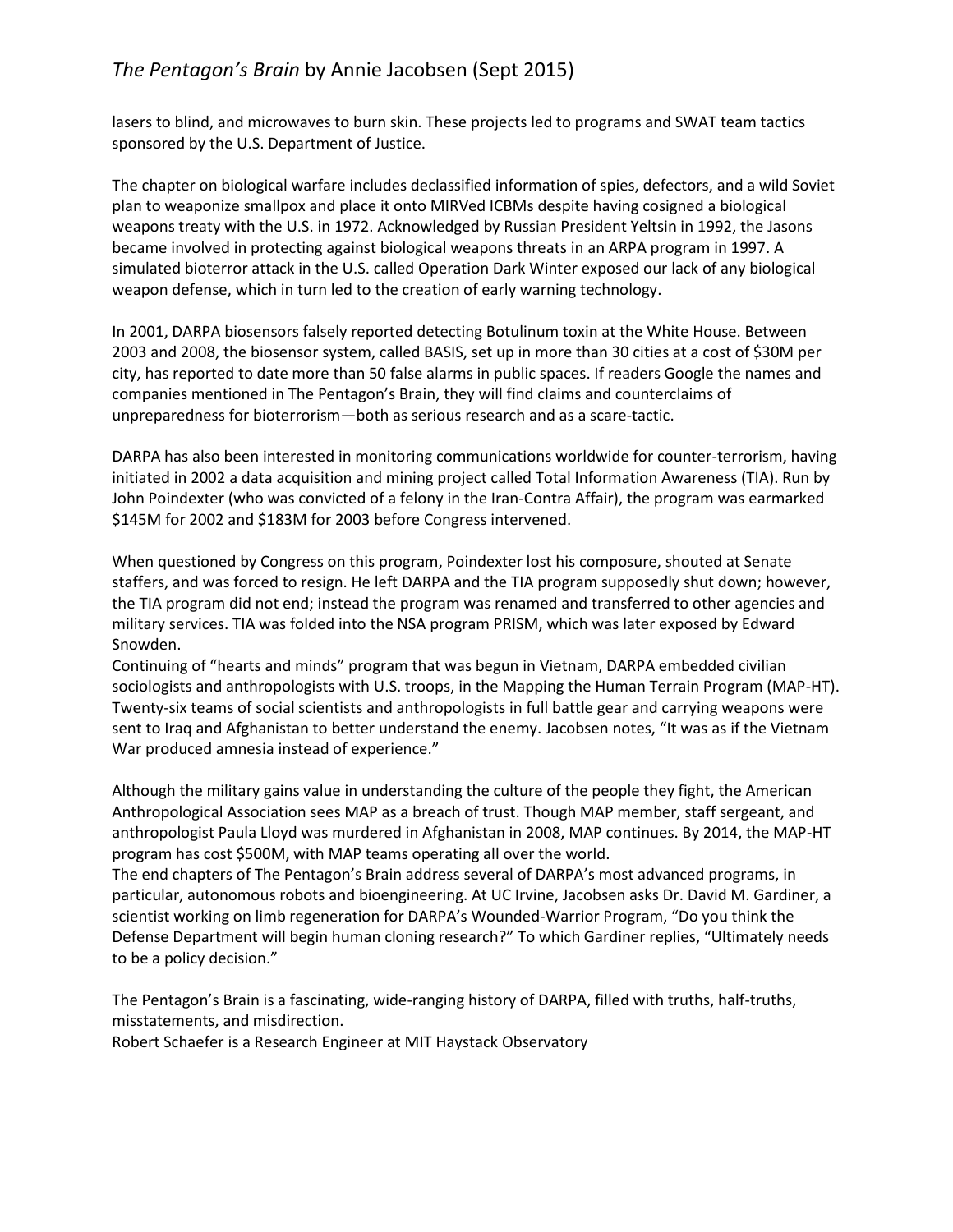lasers to blind, and microwaves to burn skin. These projects led to programs and SWAT team tactics sponsored by the U.S. Department of Justice.

The chapter on biological warfare includes declassified information of spies, defectors, and a wild Soviet plan to weaponize smallpox and place it onto MIRVed ICBMs despite having cosigned a biological weapons treaty with the U.S. in 1972. Acknowledged by Russian President Yeltsin in 1992, the Jasons became involved in protecting against biological weapons threats in an ARPA program in 1997. A simulated bioterror attack in the U.S. called Operation Dark Winter exposed our lack of any biological weapon defense, which in turn led to the creation of early warning technology.

In 2001, DARPA biosensors falsely reported detecting Botulinum toxin at the White House. Between 2003 and 2008, the biosensor system, called BASIS, set up in more than 30 cities at a cost of $30M per city, has reported to date more than 50 false alarms in public spaces. If readers Google the names and companies mentioned in The Pentagon's Brain, they will find claims and counterclaims of unpreparedness for bioterrorism—both as serious research and as a scare-tactic.

DARPA has also been interested in monitoring communications worldwide for counter-terrorism, having initiated in 2002 a data acquisition and mining project called Total Information Awareness (TIA). Run by John Poindexter (who was convicted of a felony in the Iran-Contra Affair), the program was earmarked $145M for 2002 and $183M for 2003 before Congress intervened.

When questioned by Congress on this program, Poindexter lost his composure, shouted at Senate staffers, and was forced to resign. He left DARPA and the TIA program supposedly shut down; however, the TIA program did not end; instead the program was renamed and transferred to other agencies and military services. TIA was folded into the NSA program PRISM, which was later exposed by Edward Snowden.

Continuing of "hearts and minds" program that was begun in Vietnam, DARPA embedded civilian sociologists and anthropologists with U.S. troops, in the Mapping the Human Terrain Program (MAP-HT). Twenty-six teams of social scientists and anthropologists in full battle gear and carrying weapons were sent to Iraq and Afghanistan to better understand the enemy. Jacobsen notes, "It was as if the Vietnam War produced amnesia instead of experience."

Although the military gains value in understanding the culture of the people they fight, the American Anthropological Association sees MAP as a breach of trust. Though MAP member, staff sergeant, and anthropologist Paula Lloyd was murdered in Afghanistan in 2008, MAP continues. By 2014, the MAP-HT program has cost $500M, with MAP teams operating all over the world.

The end chapters of The Pentagon's Brain address several of DARPA's most advanced programs, in particular, autonomous robots and bioengineering. At UC Irvine, Jacobsen asks Dr. David M. Gardiner, a scientist working on limb regeneration for DARPA's Wounded-Warrior Program, "Do you think the Defense Department will begin human cloning research?" To which Gardiner replies, "Ultimately needs to be a policy decision."

The Pentagon's Brain is a fascinating, wide-ranging history of DARPA, filled with truths, half-truths, misstatements, and misdirection.

Robert Schaefer is a Research Engineer at MIT Haystack Observatory